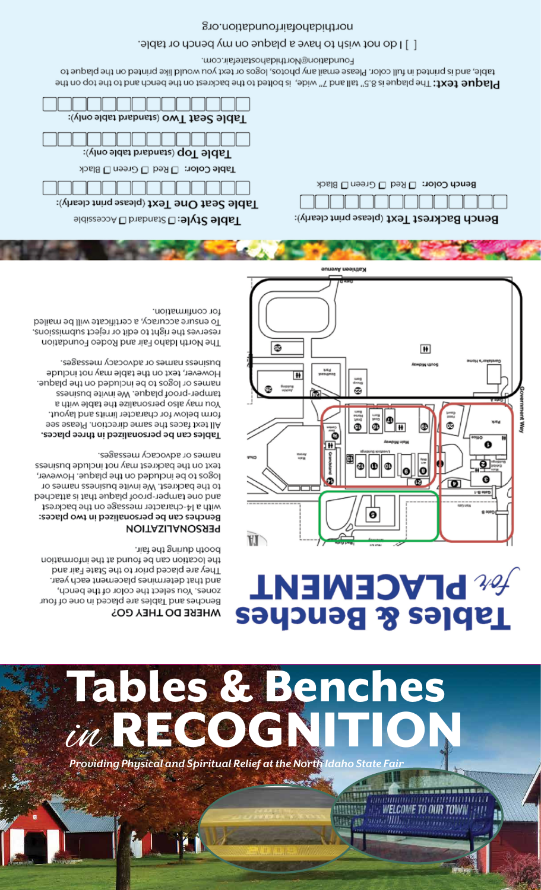# Tables & Benches *in* RECOGNITION

*Providing Physical and Spiritual Relief at the North Idaho State Fair*

## Tables & Benches *for* PLACEMENT

### WHERE DO THEY GO?

Benches and Tables are placed in one of four zones. You select the color of the bench, and that determines placement each year. They are placed prior to the State Fair and the location can be found at the information booth during the fair.

### PERSONALIZATION

**Benches can be personalized in two places:** with a 14-character message on the backrest and one tamper-proof plaque that is attached to the backrest. We invite business names or logos to be included on the plaque. However, text on the backrest may not include business names or advocacy messages.

**Tables can be personalized in three places.** All text faces the same direction. Please see form below for character limits and layout. You may also personalize the table with a tamper-proof plaque. We invite business names or logos to be included on the plaque. However, text on the table may not include business names or advocacy messages.

The North Idaho Fair and Rodeo Foundation reserves the right to edit or reject submissions. To ensure accuracy, a certificate will be mailed for confirmation.

**Bench Backrest Text** (please print clearly):

| | | | | | | | | | | | | | |
|---|---|---|---|---|---|---|---|---|---|---|---|---|---|

Bench Color: ☐ Red ☐ Green ☐ Black

**Table Style:** ☐ Standard ☐ Accessible

**Table Seat One Text** (please print clearly):

| | | | | | | | | | | | | | |
|---|---|---|---|---|---|---|---|---|---|---|---|---|---|

Table Color: ☐ Red ☐ Green ☐ Black

**Table Top** (standard table only):

| | | | | | | | | | | | | | |
|---|---|---|---|---|---|---|---|---|---|---|---|---|---|

**Table Seat Two** (standard table only):

| | | | | | | | | | | | | | |
|---|---|---|---|---|---|---|---|---|---|---|---|---|---|

**Plaque text:** The plaque is 8.5" tall and 7" wide, is bolted to the backrest on the bench and to the top on the table, and is printed in full color. Please email any photos, logos or text you would like printed on the plaque to Foundation@NorthIdahoStateFair.com.

[ ] I do not wish to have a plaque on my bench or table.

northidahofairfoundation.org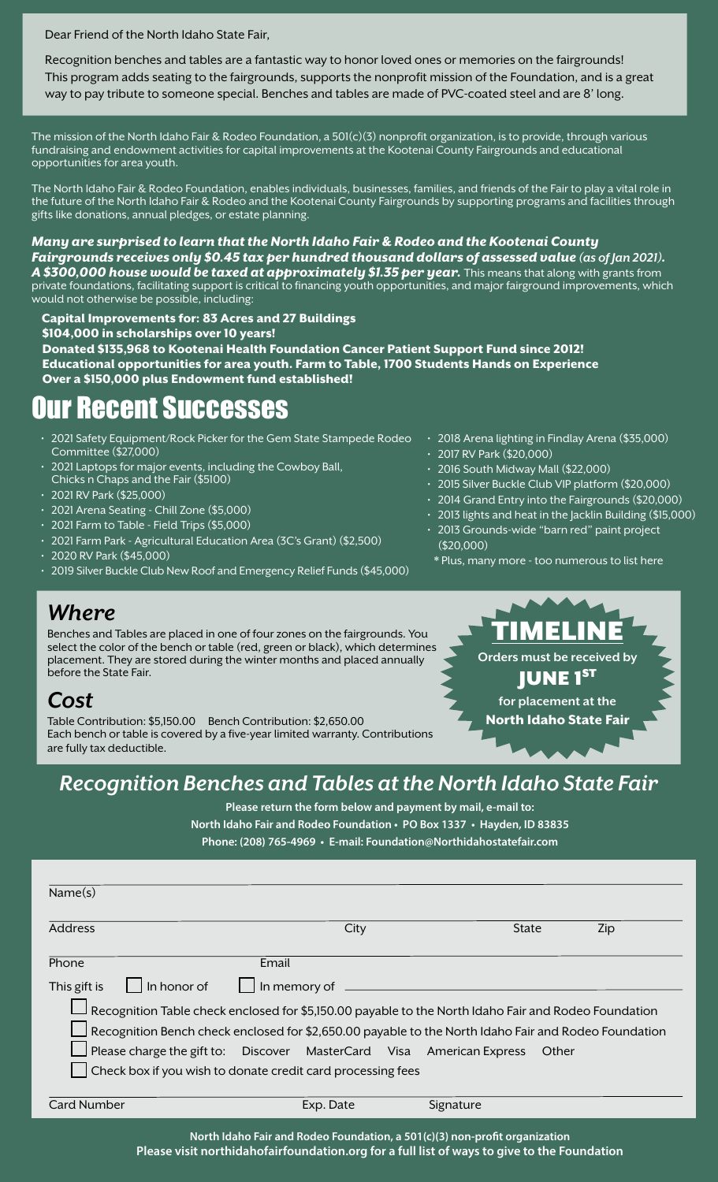Dear Friend of the North Idaho State Fair,

Recognition benches and tables are a fantastic way to honor loved ones or memories on the fairgrounds! This program adds seating to the fairgrounds, supports the nonprofit mission of the Foundation, and is a great way to pay tribute to someone special. Benches and tables are made of PVC-coated steel and are 8' long.

The mission of the North Idaho Fair & Rodeo Foundation, a 501(c)(3) nonprofit organization, is to provide, through various fundraising and endowment activities for capital improvements at the Kootenai County Fairgrounds and educational opportunities for area youth.

The North Idaho Fair & Rodeo Foundation, enables individuals, businesses, families, and friends of the Fair to play a vital role in the future of the North Idaho Fair & Rodeo and the Kootenai County Fairgrounds by supporting programs and facilities through gifts like donations, annual pledges, or estate planning.

***Many are surprised to learn that the North Idaho Fair & Rodeo and the Kootenai County Fairgrounds receives only $0.45 tax per hundred thousand dollars of assessed value** (as of Jan 2021). **A $300,000 house would be taxed at approximately $1.35 per year.*** This means that along with grants from private foundations, facilitating support is critical to financing youth opportunities, and major fairground improvements, which would not otherwise be possible, including:

**Capital Improvements for: 83 Acres and 27 Buildings**
**$104,000 in scholarships over 10 years!**
**Donated $135,968 to Kootenai Health Foundation Cancer Patient Support Fund since 2012!**
**Educational opportunities for area youth. Farm to Table, 1700 Students Hands on Experience**
**Over a $150,000 plus Endowment fund established!**

# Our Recent Successes

- 2021 Safety Equipment/Rock Picker for the Gem State Stampede Rodeo Committee ($27,000)
- 2021 Laptops for major events, including the Cowboy Ball, Chicks n Chaps and the Fair ($5100)
- 2021 RV Park ($25,000)
- 2021 Arena Seating - Chill Zone ($5,000)
- 2021 Farm to Table - Field Trips ($5,000)
- 2021 Farm Park - Agricultural Education Area (3C's Grant) ($2,500)
- 2020 RV Park ($45,000)
- 2019 Silver Buckle Club New Roof and Emergency Relief Funds ($45,000)
- 2018 Arena lighting in Findlay Arena ($35,000)
- 2017 RV Park ($20,000)
- 2016 South Midway Mall ($22,000)
- 2015 Silver Buckle Club VIP platform ($20,000)
- 2014 Grand Entry into the Fairgrounds ($20,000)
- 2013 lights and heat in the Jacklin Building ($15,000)
- 2013 Grounds-wide "barn red" paint project ($20,000)

\* Plus, many more - too numerous to list here

## *Where*

Benches and Tables are placed in one of four zones on the fairgrounds. You select the color of the bench or table (red, green or black), which determines placement. They are stored during the winter months and placed annually before the State Fair.

## *Cost*

Table Contribution: $5,150.00 Bench Contribution: $2,650.00
Each bench or table is covered by a five-year limited warranty. Contributions are fully tax deductible.

## TIMELINE

Orders must be received by
**JUNE 1ST**
for placement at the
**North Idaho State Fair**

## *Recognition Benches and Tables at the North Idaho State Fair*

**Please return the form below and payment by mail, e-mail to:**
**North Idaho Fair and Rodeo Foundation • PO Box 1337 • Hayden, ID 83835**
**Phone: (208) 765-4969 • E-mail: Foundation@Northidahostatefair.com**

Name(s) ____________________

Address ____________________ City ____________________ State ______ Zip ______

Phone ____________________ Email ____________________

This gift is ☐ In honor of ☐ In memory of ____________________

☐ Recognition Table check enclosed for $5,150.00 payable to the North Idaho Fair and Rodeo Foundation

☐ Recognition Bench check enclosed for $2,650.00 payable to the North Idaho Fair and Rodeo Foundation

☐ Please charge the gift to: Discover MasterCard Visa American Express Other

☐ Check box if you wish to donate credit card processing fees

Card Number ____________________ Exp. Date ____________ Signature ____________________

**North Idaho Fair and Rodeo Foundation, a 501(c)(3) non-profit organization**
**Please visit northidahofairfoundation.org for a full list of ways to give to the Foundation**